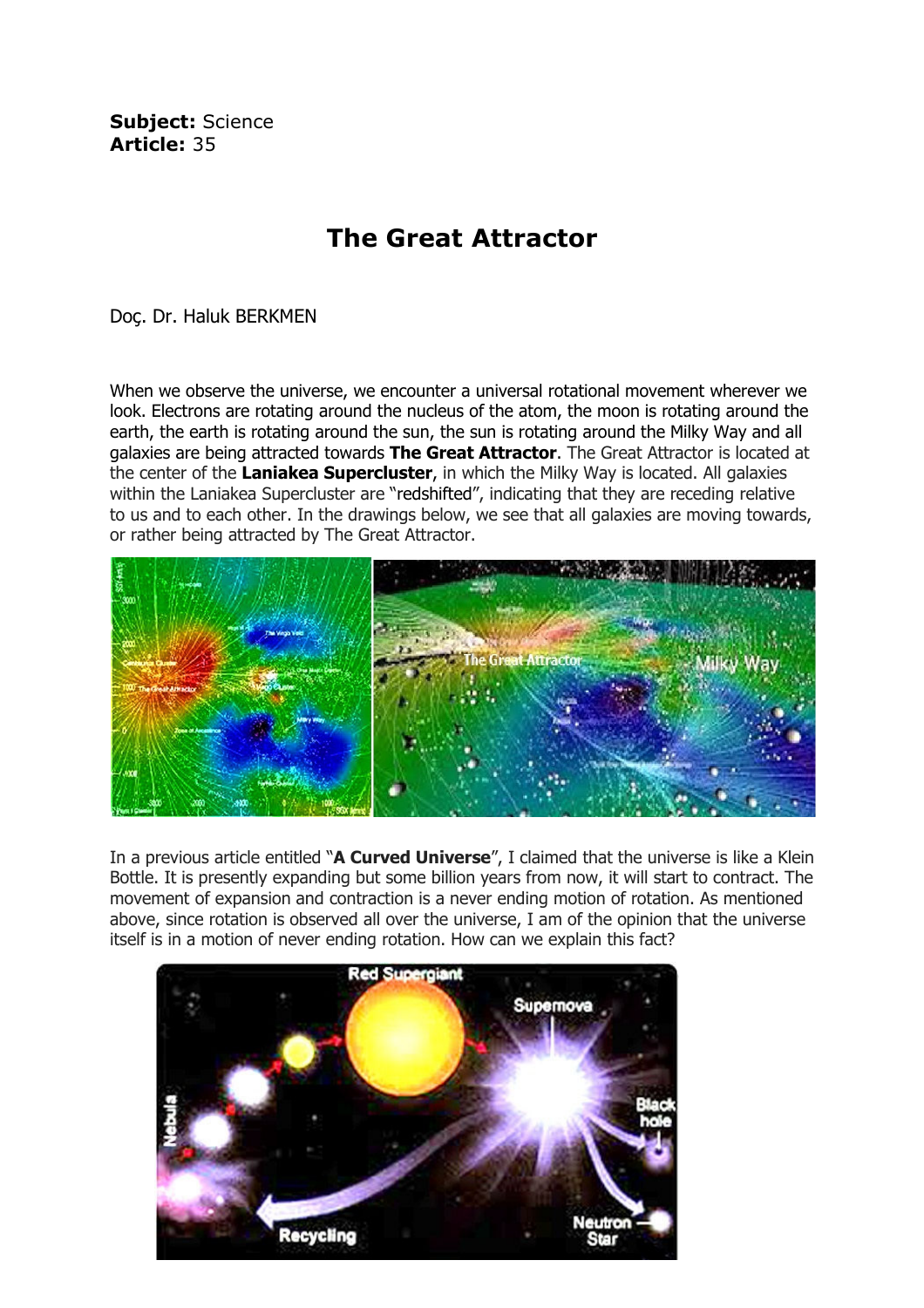**Subject:** Science
**Article:** 35

# The Great Attractor

Doç. Dr. Haluk BERKMEN

When we observe the universe, we encounter a universal rotational movement wherever we look. Electrons are rotating around the nucleus of the atom, the moon is rotating around the earth, the earth is rotating around the sun, the sun is rotating around the Milky Way and all galaxies are being attracted towards **The Great Attractor**. The Great Attractor is located at the center of the **Laniakea Supercluster**, in which the Milky Way is located. All galaxies within the Laniakea Supercluster are "redshifted", indicating that they are receding relative to us and to each other. In the drawings below, we see that all galaxies are moving towards, or rather being attracted by The Great Attractor.

In a previous article entitled "**A Curved Universe**", I claimed that the universe is like a Klein Bottle. It is presently expanding but some billion years from now, it will start to contract. The movement of expansion and contraction is a never ending motion of rotation. As mentioned above, since rotation is observed all over the universe, I am of the opinion that the universe itself is in a motion of never ending rotation. How can we explain this fact?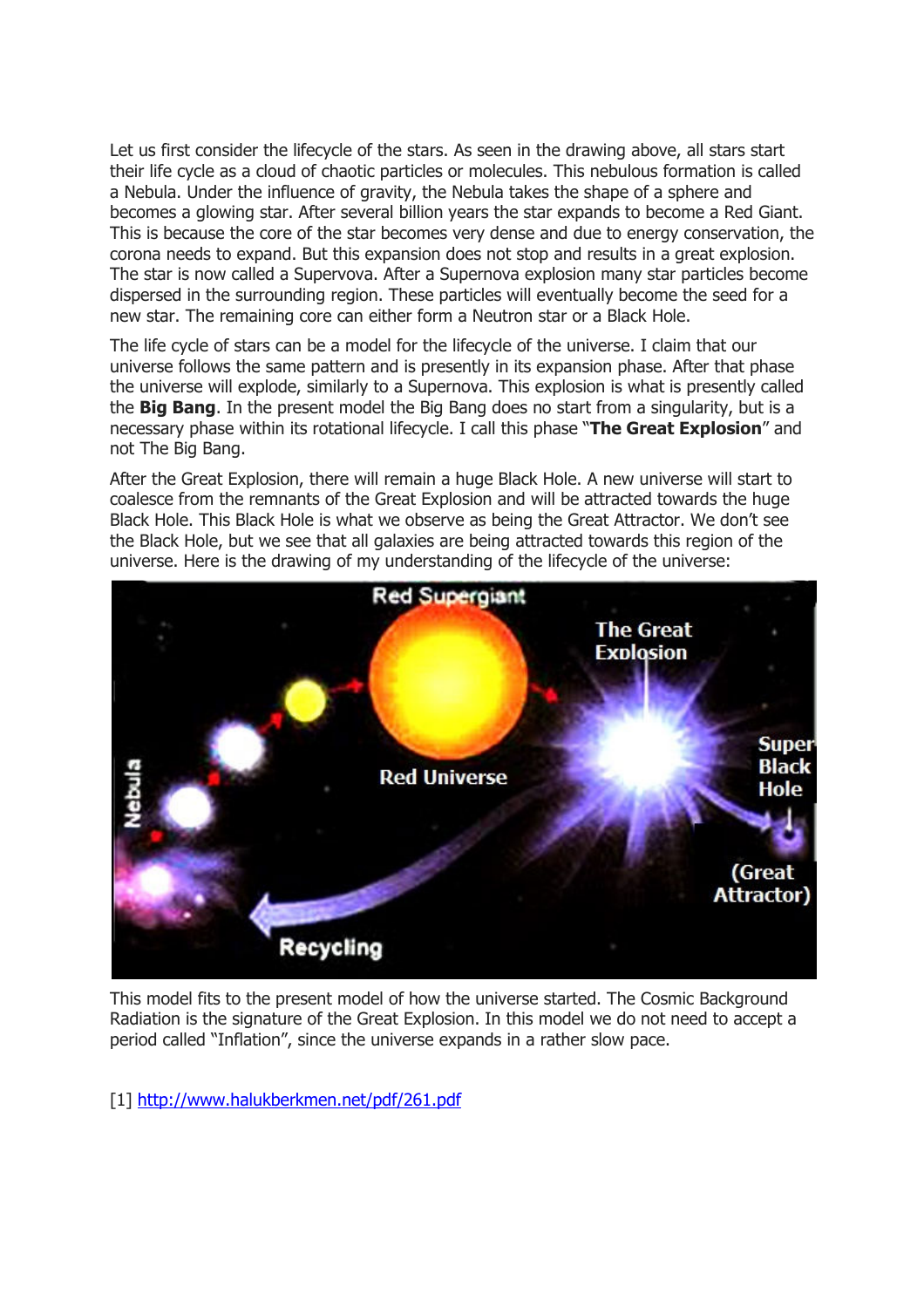Let us first consider the lifecycle of the stars. As seen in the drawing above, all stars start their life cycle as a cloud of chaotic particles or molecules. This nebulous formation is called a Nebula. Under the influence of gravity, the Nebula takes the shape of a sphere and becomes a glowing star. After several billion years the star expands to become a Red Giant. This is because the core of the star becomes very dense and due to energy conservation, the corona needs to expand. But this expansion does not stop and results in a great explosion. The star is now called a Supervova. After a Supernova explosion many star particles become dispersed in the surrounding region. These particles will eventually become the seed for a new star. The remaining core can either form a Neutron star or a Black Hole.

The life cycle of stars can be a model for the lifecycle of the universe. I claim that our universe follows the same pattern and is presently in its expansion phase. After that phase the universe will explode, similarly to a Supernova. This explosion is what is presently called the **Big Bang**. In the present model the Big Bang does no start from a singularity, but is a necessary phase within its rotational lifecycle. I call this phase "**The Great Explosion**" and not The Big Bang.

After the Great Explosion, there will remain a huge Black Hole. A new universe will start to coalesce from the remnants of the Great Explosion and will be attracted towards the huge Black Hole. This Black Hole is what we observe as being the Great Attractor. We don't see the Black Hole, but we see that all galaxies are being attracted towards this region of the universe. Here is the drawing of my understanding of the lifecycle of the universe:

Red Supergiant

The Great Explosion

Nebula

Red Universe

Super Black Hole

(Great Attractor)

Recycling

This model fits to the present model of how the universe started. The Cosmic Background Radiation is the signature of the Great Explosion. In this model we do not need to accept a period called "Inflation", since the universe expands in a rather slow pace.

[1] http://www.halukberkmen.net/pdf/261.pdf